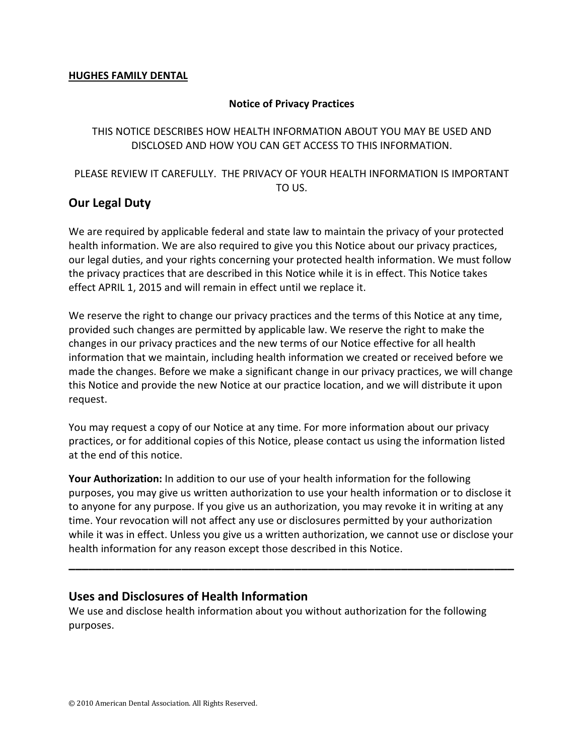**HUGHES FAMILY DENTAL**

**Notice of Privacy Practices**

THIS NOTICE DESCRIBES HOW HEALTH INFORMATION ABOUT YOU MAY BE USED AND DISCLOSED AND HOW YOU CAN GET ACCESS TO THIS INFORMATION.

PLEASE REVIEW IT CAREFULLY. THE PRIVACY OF YOUR HEALTH INFORMATION IS IMPORTANT TO US.

## Our Legal Duty

We are required by applicable federal and state law to maintain the privacy of your protected health information. We are also required to give you this Notice about our privacy practices, our legal duties, and your rights concerning your protected health information. We must follow the privacy practices that are described in this Notice while it is in effect. This Notice takes effect APRIL 1, 2015 and will remain in effect until we replace it.

We reserve the right to change our privacy practices and the terms of this Notice at any time, provided such changes are permitted by applicable law. We reserve the right to make the changes in our privacy practices and the new terms of our Notice effective for all health information that we maintain, including health information we created or received before we made the changes. Before we make a significant change in our privacy practices, we will change this Notice and provide the new Notice at our practice location, and we will distribute it upon request.

You may request a copy of our Notice at any time. For more information about our privacy practices, or for additional copies of this Notice, please contact us using the information listed at the end of this notice.

**Your Authorization:** In addition to our use of your health information for the following purposes, you may give us written authorization to use your health information or to disclose it to anyone for any purpose. If you give us an authorization, you may revoke it in writing at any time. Your revocation will not affect any use or disclosures permitted by your authorization while it was in effect. Unless you give us a written authorization, we cannot use or disclose your health information for any reason except those described in this Notice.

---

## Uses and Disclosures of Health Information

We use and disclose health information about you without authorization for the following purposes.

© 2010 American Dental Association. All Rights Reserved.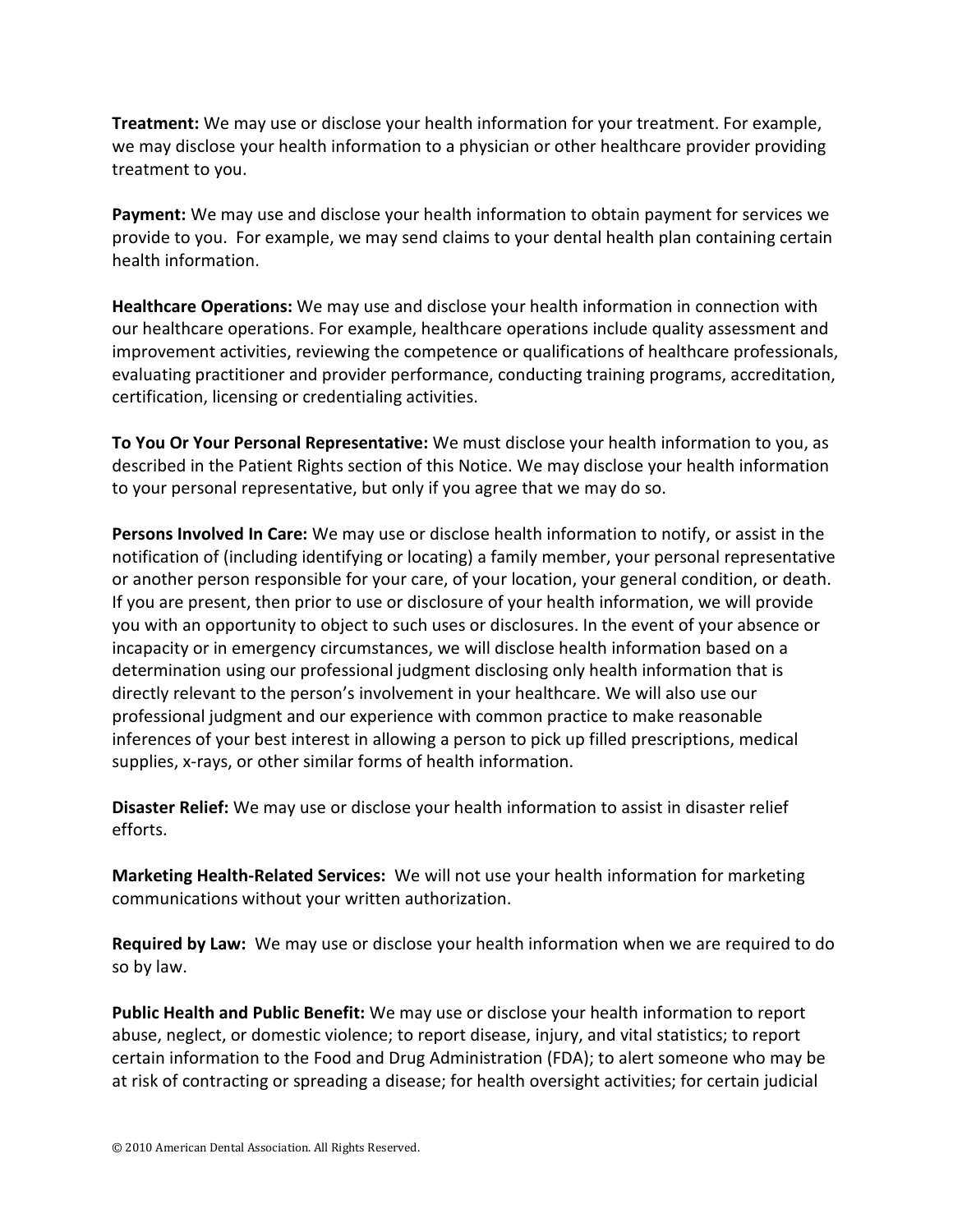**Treatment:** We may use or disclose your health information for your treatment. For example, we may disclose your health information to a physician or other healthcare provider providing treatment to you.

**Payment:** We may use and disclose your health information to obtain payment for services we provide to you. For example, we may send claims to your dental health plan containing certain health information.

**Healthcare Operations:** We may use and disclose your health information in connection with our healthcare operations. For example, healthcare operations include quality assessment and improvement activities, reviewing the competence or qualifications of healthcare professionals, evaluating practitioner and provider performance, conducting training programs, accreditation, certification, licensing or credentialing activities.

**To You Or Your Personal Representative:** We must disclose your health information to you, as described in the Patient Rights section of this Notice. We may disclose your health information to your personal representative, but only if you agree that we may do so.

**Persons Involved In Care:** We may use or disclose health information to notify, or assist in the notification of (including identifying or locating) a family member, your personal representative or another person responsible for your care, of your location, your general condition, or death. If you are present, then prior to use or disclosure of your health information, we will provide you with an opportunity to object to such uses or disclosures. In the event of your absence or incapacity or in emergency circumstances, we will disclose health information based on a determination using our professional judgment disclosing only health information that is directly relevant to the person's involvement in your healthcare. We will also use our professional judgment and our experience with common practice to make reasonable inferences of your best interest in allowing a person to pick up filled prescriptions, medical supplies, x-rays, or other similar forms of health information.

**Disaster Relief:** We may use or disclose your health information to assist in disaster relief efforts.

**Marketing Health-Related Services:** We will not use your health information for marketing communications without your written authorization.

**Required by Law:** We may use or disclose your health information when we are required to do so by law.

**Public Health and Public Benefit:** We may use or disclose your health information to report abuse, neglect, or domestic violence; to report disease, injury, and vital statistics; to report certain information to the Food and Drug Administration (FDA); to alert someone who may be at risk of contracting or spreading a disease; for health oversight activities; for certain judicial

© 2010 American Dental Association. All Rights Reserved.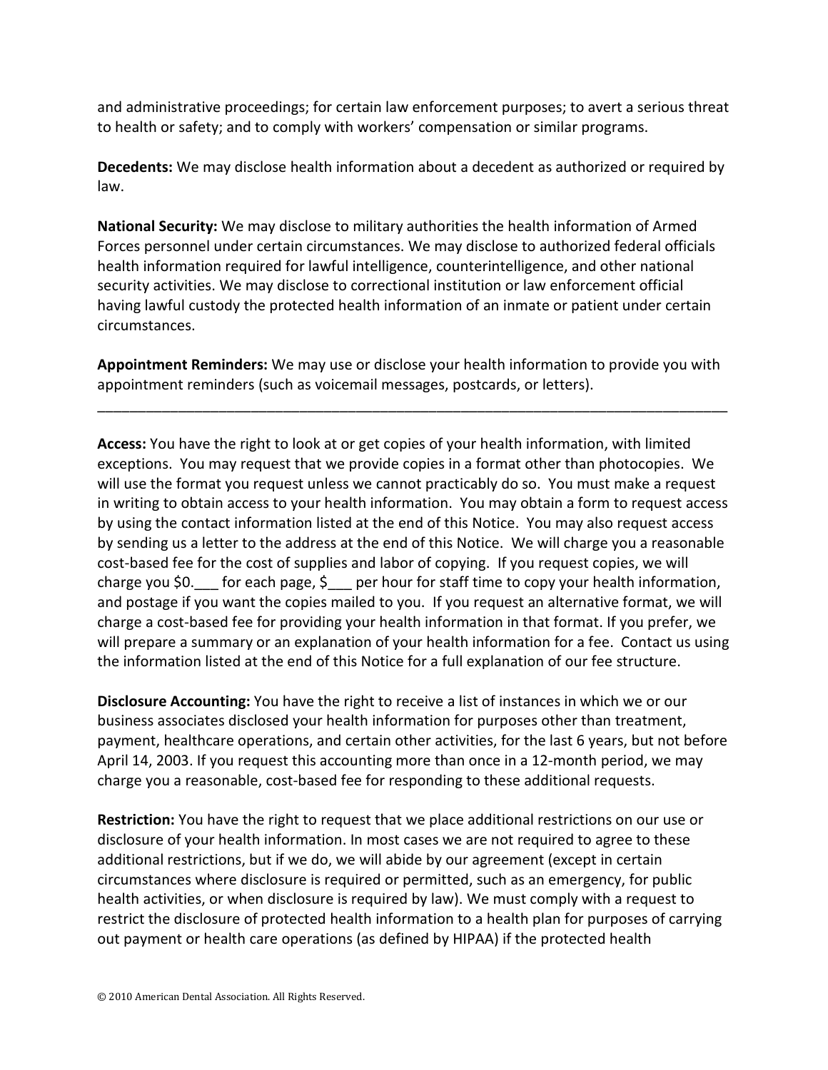and administrative proceedings; for certain law enforcement purposes; to avert a serious threat to health or safety; and to comply with workers' compensation or similar programs.

**Decedents:** We may disclose health information about a decedent as authorized or required by law.

**National Security:** We may disclose to military authorities the health information of Armed Forces personnel under certain circumstances. We may disclose to authorized federal officials health information required for lawful intelligence, counterintelligence, and other national security activities. We may disclose to correctional institution or law enforcement official having lawful custody the protected health information of an inmate or patient under certain circumstances.

**Appointment Reminders:** We may use or disclose your health information to provide you with appointment reminders (such as voicemail messages, postcards, or letters).

---

**Access:** You have the right to look at or get copies of your health information, with limited exceptions. You may request that we provide copies in a format other than photocopies. We will use the format you request unless we cannot practicably do so. You must make a request in writing to obtain access to your health information. You may obtain a form to request access by using the contact information listed at the end of this Notice. You may also request access by sending us a letter to the address at the end of this Notice. We will charge you a reasonable cost-based fee for the cost of supplies and labor of copying. If you request copies, we will charge you $0.___ for each page, $___ per hour for staff time to copy your health information, and postage if you want the copies mailed to you. If you request an alternative format, we will charge a cost-based fee for providing your health information in that format. If you prefer, we will prepare a summary or an explanation of your health information for a fee. Contact us using the information listed at the end of this Notice for a full explanation of our fee structure.

**Disclosure Accounting:** You have the right to receive a list of instances in which we or our business associates disclosed your health information for purposes other than treatment, payment, healthcare operations, and certain other activities, for the last 6 years, but not before April 14, 2003. If you request this accounting more than once in a 12-month period, we may charge you a reasonable, cost-based fee for responding to these additional requests.

**Restriction:** You have the right to request that we place additional restrictions on our use or disclosure of your health information. In most cases we are not required to agree to these additional restrictions, but if we do, we will abide by our agreement (except in certain circumstances where disclosure is required or permitted, such as an emergency, for public health activities, or when disclosure is required by law). We must comply with a request to restrict the disclosure of protected health information to a health plan for purposes of carrying out payment or health care operations (as defined by HIPAA) if the protected health

© 2010 American Dental Association. All Rights Reserved.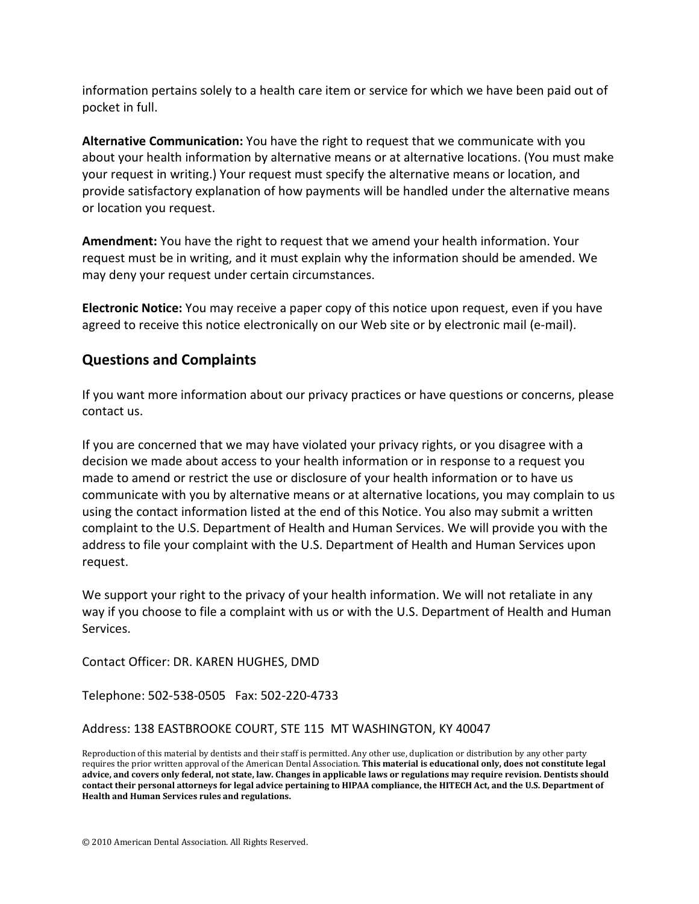information pertains solely to a health care item or service for which we have been paid out of pocket in full.

**Alternative Communication:** You have the right to request that we communicate with you about your health information by alternative means or at alternative locations. (You must make your request in writing.) Your request must specify the alternative means or location, and provide satisfactory explanation of how payments will be handled under the alternative means or location you request.

**Amendment:** You have the right to request that we amend your health information. Your request must be in writing, and it must explain why the information should be amended. We may deny your request under certain circumstances.

**Electronic Notice:** You may receive a paper copy of this notice upon request, even if you have agreed to receive this notice electronically on our Web site or by electronic mail (e-mail).

## Questions and Complaints

If you want more information about our privacy practices or have questions or concerns, please contact us.

If you are concerned that we may have violated your privacy rights, or you disagree with a decision we made about access to your health information or in response to a request you made to amend or restrict the use or disclosure of your health information or to have us communicate with you by alternative means or at alternative locations, you may complain to us using the contact information listed at the end of this Notice. You also may submit a written complaint to the U.S. Department of Health and Human Services. We will provide you with the address to file your complaint with the U.S. Department of Health and Human Services upon request.

We support your right to the privacy of your health information. We will not retaliate in any way if you choose to file a complaint with us or with the U.S. Department of Health and Human Services.

Contact Officer: DR. KAREN HUGHES, DMD

Telephone: 502-538-0505 Fax: 502-220-4733

Address: 138 EASTBROOKE COURT, STE 115 MT WASHINGTON, KY 40047

Reproduction of this material by dentists and their staff is permitted. Any other use, duplication or distribution by any other party requires the prior written approval of the American Dental Association. **This material is educational only, does not constitute legal advice, and covers only federal, not state, law. Changes in applicable laws or regulations may require revision. Dentists should contact their personal attorneys for legal advice pertaining to HIPAA compliance, the HITECH Act, and the U.S. Department of Health and Human Services rules and regulations.**

© 2010 American Dental Association. All Rights Reserved.